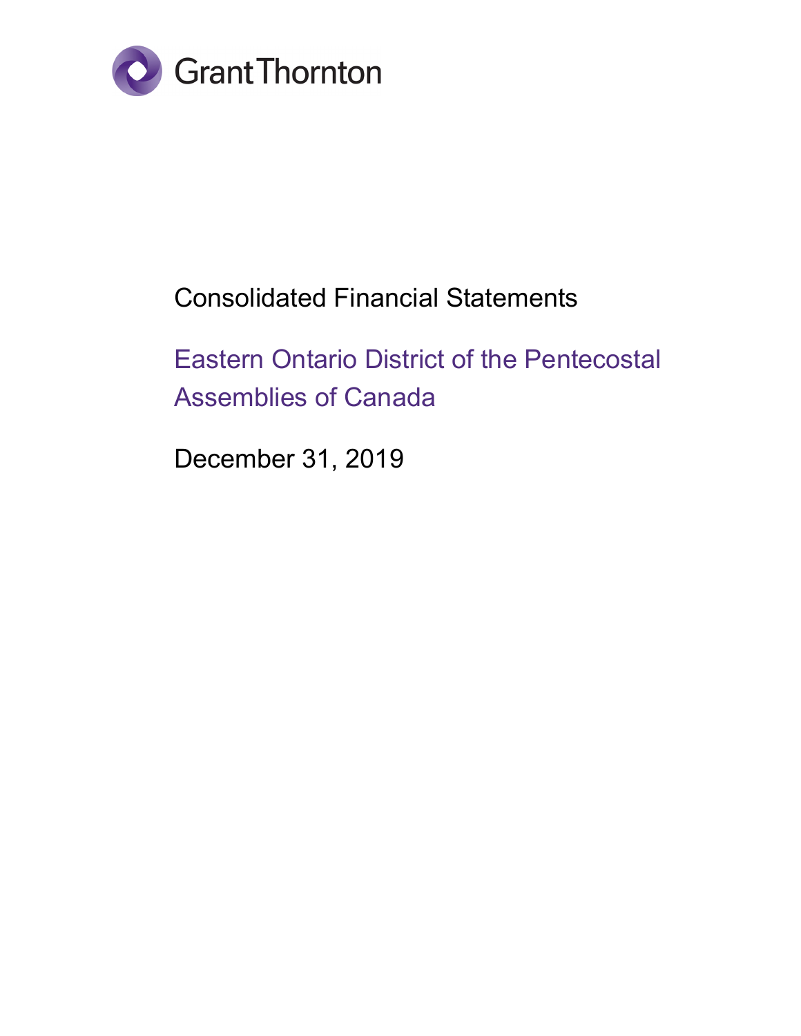Grant Thornton

# Consolidated Financial Statements

## Eastern Ontario District of the Pentecostal Assemblies of Canada

December 31, 2019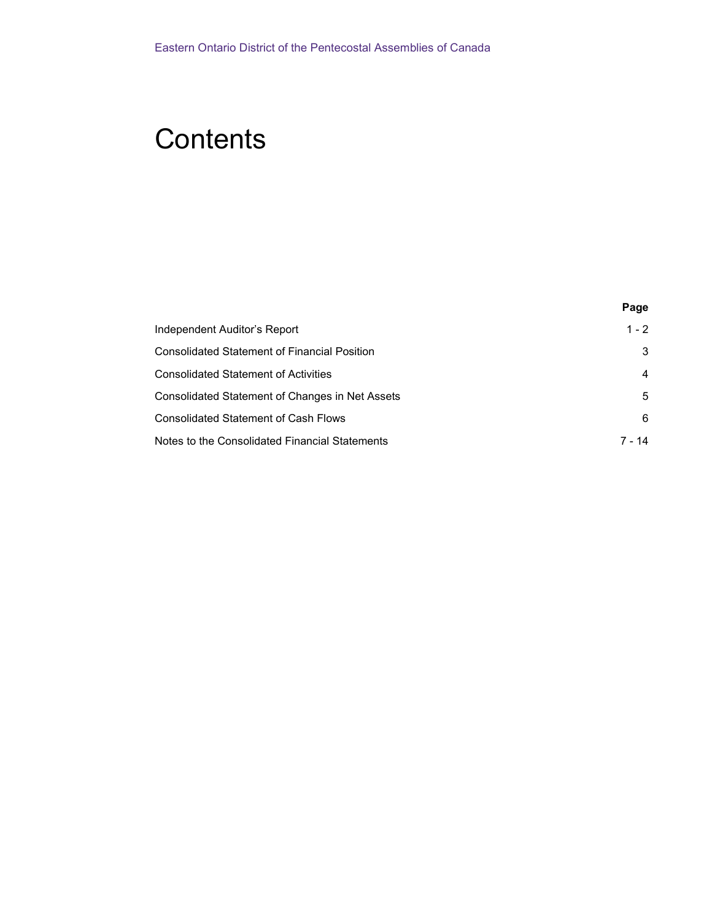# Contents

| | Page |
|---|---|
| Independent Auditor's Report | 1 - 2 |
| Consolidated Statement of Financial Position | 3 |
| Consolidated Statement of Activities | 4 |
| Consolidated Statement of Changes in Net Assets | 5 |
| Consolidated Statement of Cash Flows | 6 |
| Notes to the Consolidated Financial Statements | 7 - 14 |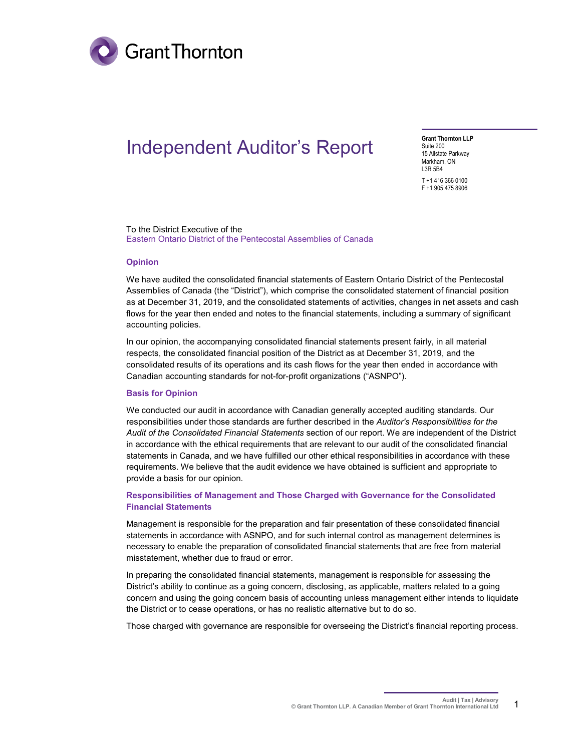# Independent Auditor's Report

**Grant Thornton LLP**
Suite 200
15 Allstate Parkway
Markham, ON
L3R 5B4

T +1 416 366 0100
F +1 905 475 8906

To the District Executive of the
Eastern Ontario District of the Pentecostal Assemblies of Canada

### Opinion

We have audited the consolidated financial statements of Eastern Ontario District of the Pentecostal Assemblies of Canada (the "District"), which comprise the consolidated statement of financial position as at December 31, 2019, and the consolidated statements of activities, changes in net assets and cash flows for the year then ended and notes to the financial statements, including a summary of significant accounting policies.

In our opinion, the accompanying consolidated financial statements present fairly, in all material respects, the consolidated financial position of the District as at December 31, 2019, and the consolidated results of its operations and its cash flows for the year then ended in accordance with Canadian accounting standards for not-for-profit organizations ("ASNPO").

### Basis for Opinion

We conducted our audit in accordance with Canadian generally accepted auditing standards. Our responsibilities under those standards are further described in the *Auditor's Responsibilities for the Audit of the Consolidated Financial Statements* section of our report. We are independent of the District in accordance with the ethical requirements that are relevant to our audit of the consolidated financial statements in Canada, and we have fulfilled our other ethical responsibilities in accordance with these requirements. We believe that the audit evidence we have obtained is sufficient and appropriate to provide a basis for our opinion.

### Responsibilities of Management and Those Charged with Governance for the Consolidated Financial Statements

Management is responsible for the preparation and fair presentation of these consolidated financial statements in accordance with ASNPO, and for such internal control as management determines is necessary to enable the preparation of consolidated financial statements that are free from material misstatement, whether due to fraud or error.

In preparing the consolidated financial statements, management is responsible for assessing the District's ability to continue as a going concern, disclosing, as applicable, matters related to a going concern and using the going concern basis of accounting unless management either intends to liquidate the District or to cease operations, or has no realistic alternative but to do so.

Those charged with governance are responsible for overseeing the District's financial reporting process.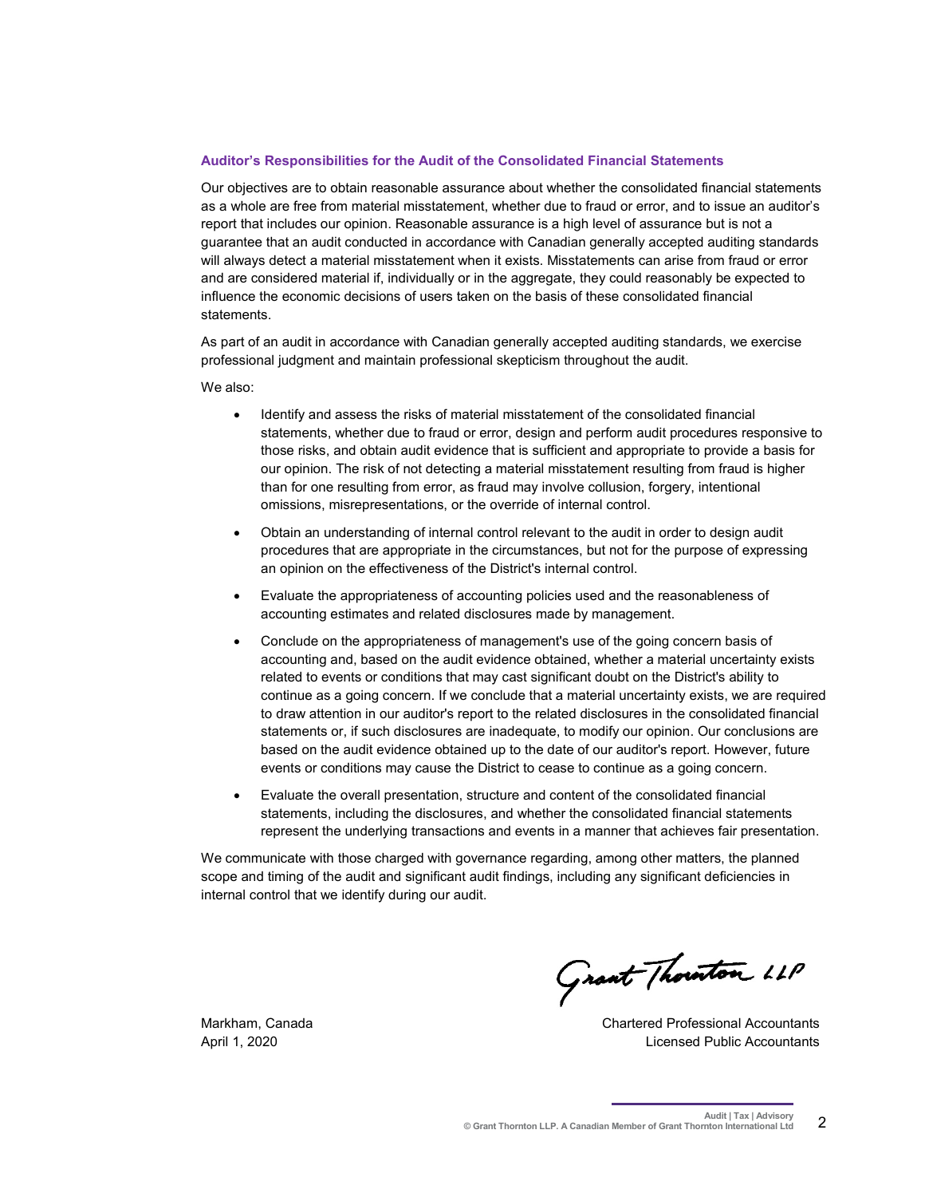### Auditor's Responsibilities for the Audit of the Consolidated Financial Statements

Our objectives are to obtain reasonable assurance about whether the consolidated financial statements as a whole are free from material misstatement, whether due to fraud or error, and to issue an auditor's report that includes our opinion. Reasonable assurance is a high level of assurance but is not a guarantee that an audit conducted in accordance with Canadian generally accepted auditing standards will always detect a material misstatement when it exists. Misstatements can arise from fraud or error and are considered material if, individually or in the aggregate, they could reasonably be expected to influence the economic decisions of users taken on the basis of these consolidated financial statements.

As part of an audit in accordance with Canadian generally accepted auditing standards, we exercise professional judgment and maintain professional skepticism throughout the audit.

We also:

- Identify and assess the risks of material misstatement of the consolidated financial statements, whether due to fraud or error, design and perform audit procedures responsive to those risks, and obtain audit evidence that is sufficient and appropriate to provide a basis for our opinion. The risk of not detecting a material misstatement resulting from fraud is higher than for one resulting from error, as fraud may involve collusion, forgery, intentional omissions, misrepresentations, or the override of internal control.
- Obtain an understanding of internal control relevant to the audit in order to design audit procedures that are appropriate in the circumstances, but not for the purpose of expressing an opinion on the effectiveness of the District's internal control.
- Evaluate the appropriateness of accounting policies used and the reasonableness of accounting estimates and related disclosures made by management.
- Conclude on the appropriateness of management's use of the going concern basis of accounting and, based on the audit evidence obtained, whether a material uncertainty exists related to events or conditions that may cast significant doubt on the District's ability to continue as a going concern. If we conclude that a material uncertainty exists, we are required to draw attention in our auditor's report to the related disclosures in the consolidated financial statements or, if such disclosures are inadequate, to modify our opinion. Our conclusions are based on the audit evidence obtained up to the date of our auditor's report. However, future events or conditions may cause the District to cease to continue as a going concern.
- Evaluate the overall presentation, structure and content of the consolidated financial statements, including the disclosures, and whether the consolidated financial statements represent the underlying transactions and events in a manner that achieves fair presentation.

We communicate with those charged with governance regarding, among other matters, the planned scope and timing of the audit and significant audit findings, including any significant deficiencies in internal control that we identify during our audit.

Grant Thornton LLP

Markham, Canada
April 1, 2020

Chartered Professional Accountants
Licensed Public Accountants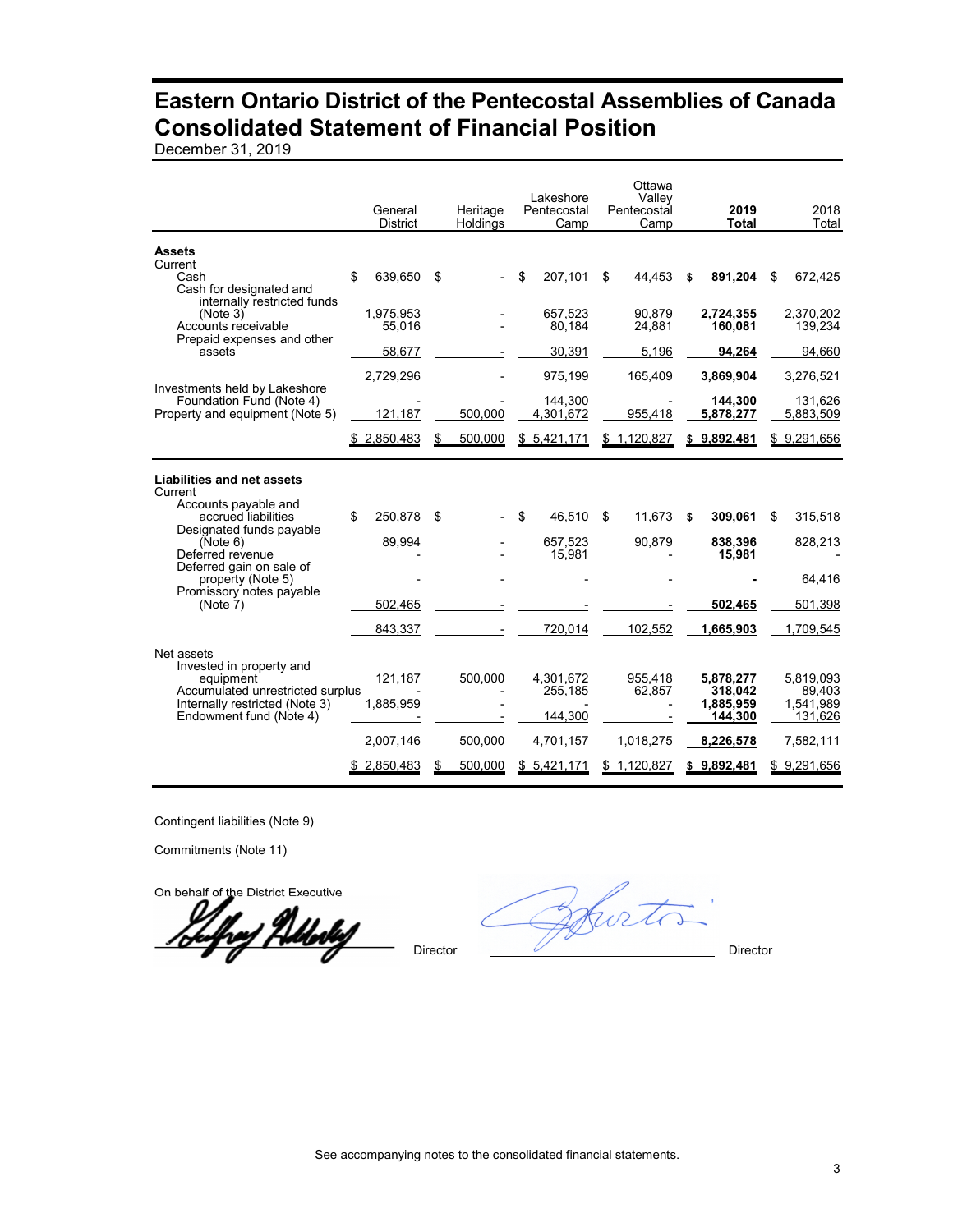# Eastern Ontario District of the Pentecostal Assemblies of Canada
# Consolidated Statement of Financial Position

December 31, 2019

| | General District | Heritage Holdings | Lakeshore Pentecostal Camp | Ottawa Valley Pentecostal Camp | **2019 Total** | 2018 Total |
|---|---|---|---|---|---|---|
| **Assets** | | | | | | |
| Current | | | | | | |
| Cash | $ 639,650 | $ - | $ 207,101 | $ 44,453 | **$ 891,204** | $ 672,425 |
| Cash for designated and internally restricted funds (Note 3) | 1,975,953 | - | 657,523 | 90,879 | **2,724,355** | 2,370,202 |
| Accounts receivable | 55,016 | - | 80,184 | 24,881 | **160,081** | 139,234 |
| Prepaid expenses and other assets | 58,677 | - | 30,391 | 5,196 | **94,264** | 94,660 |
| | 2,729,296 | - | 975,199 | 165,409 | **3,869,904** | 3,276,521 |
| Investments held by Lakeshore Foundation Fund (Note 4) | - | - | 144,300 | - | **144,300** | 131,626 |
| Property and equipment (Note 5) | 121,187 | 500,000 | 4,301,672 | 955,418 | **5,878,277** | 5,883,509 |
| | $ 2,850,483 | $ 500,000 | $ 5,421,171 | $ 1,120,827 | **$ 9,892,481** | $ 9,291,656 |
| **Liabilities and net assets** | | | | | | |
| Current | | | | | | |
| Accounts payable and accrued liabilities | $ 250,878 | $ - | $ 46,510 | $ 11,673 | **$ 309,061** | $ 315,518 |
| Designated funds payable (Note 6) | 89,994 | - | 657,523 | 90,879 | **838,396** | 828,213 |
| Deferred revenue | - | - | 15,981 | - | **15,981** | - |
| Deferred gain on sale of property (Note 5) | - | - | - | - | **-** | 64,416 |
| Promissory notes payable (Note 7) | 502,465 | - | - | - | **502,465** | 501,398 |
| | 843,337 | - | 720,014 | 102,552 | **1,665,903** | 1,709,545 |
| Net assets | | | | | | |
| Invested in property and equipment | 121,187 | 500,000 | 4,301,672 | 955,418 | **5,878,277** | 5,819,093 |
| Accumulated unrestricted surplus | - | - | 255,185 | 62,857 | **318,042** | 89,403 |
| Internally restricted (Note 3) | 1,885,959 | - | - | - | **1,885,959** | 1,541,989 |
| Endowment fund (Note 4) | - | - | 144,300 | - | **144,300** | 131,626 |
| | 2,007,146 | 500,000 | 4,701,157 | 1,018,275 | **8,226,578** | 7,582,111 |
| | $ 2,850,483 | $ 500,000 | $ 5,421,171 | $ 1,120,827 | **$ 9,892,481** | $ 9,291,656 |

Contingent liabilities (Note 9)

Commitments (Note 11)

On behalf of the District Executive

_______________ Director  _______________ Director

See accompanying notes to the consolidated financial statements.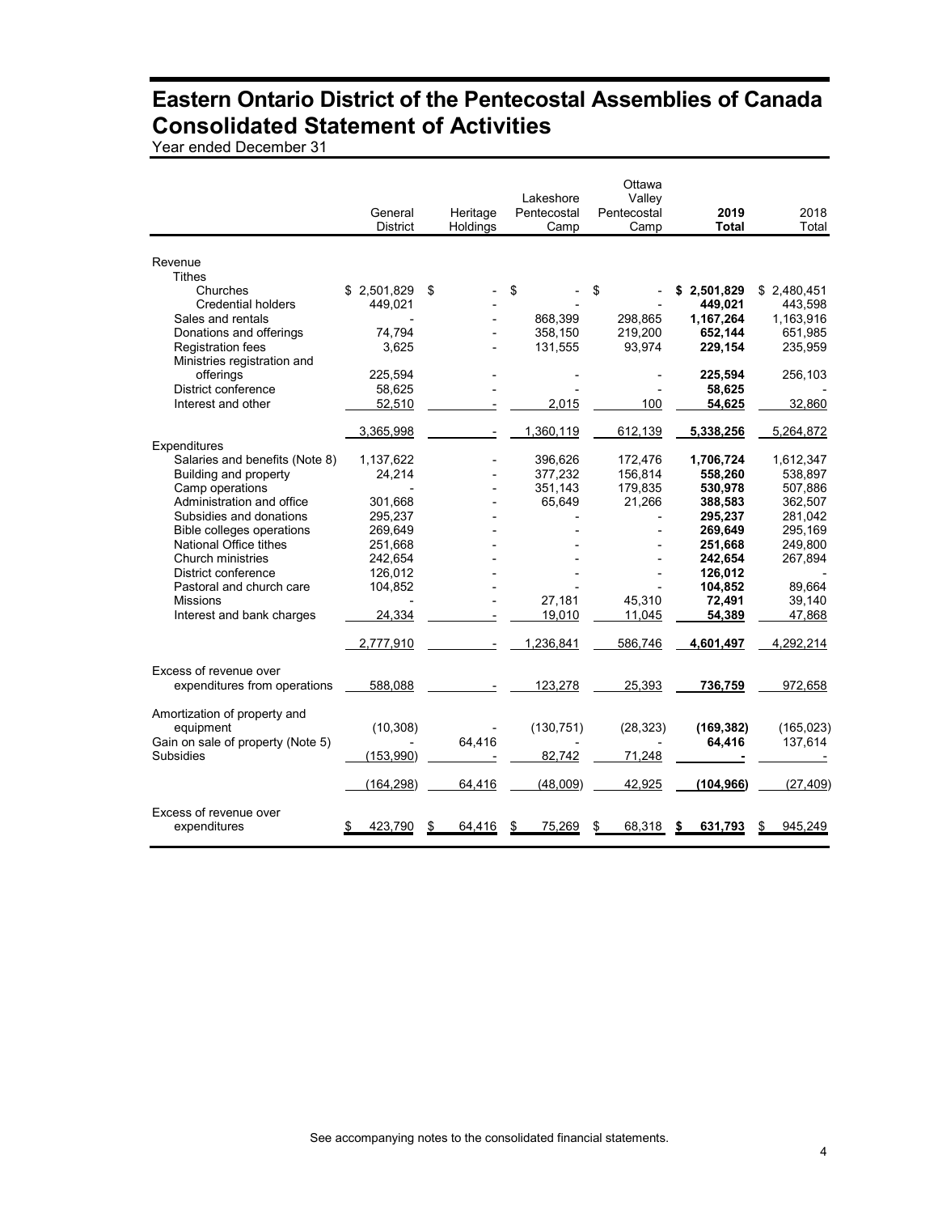# Eastern Ontario District of the Pentecostal Assemblies of Canada
# Consolidated Statement of Activities

Year ended December 31

| | General District | Heritage Holdings | Lakeshore Pentecostal Camp | Ottawa Valley Pentecostal Camp | **2019 Total** | 2018 Total |
|---|---|---|---|---|---|---|
| Revenue | | | | | | |
| Tithes | | | | | | |
| Churches | $ 2,501,829 | $ - | $ - | $ - | **$ 2,501,829** | $ 2,480,451 |
| Credential holders | 449,021 | - | - | - | **449,021** | 443,598 |
| Sales and rentals | - | - | 868,399 | 298,865 | **1,167,264** | 1,163,916 |
| Donations and offerings | 74,794 | - | 358,150 | 219,200 | **652,144** | 651,985 |
| Registration fees | 3,625 | - | 131,555 | 93,974 | **229,154** | 235,959 |
| Ministries registration and offerings | 225,594 | - | - | - | **225,594** | 256,103 |
| District conference | 58,625 | - | - | - | **58,625** | - |
| Interest and other | 52,510 | - | 2,015 | 100 | **54,625** | 32,860 |
| | 3,365,998 | - | 1,360,119 | 612,139 | **5,338,256** | 5,264,872 |
| Expenditures | | | | | | |
| Salaries and benefits (Note 8) | 1,137,622 | - | 396,626 | 172,476 | **1,706,724** | 1,612,347 |
| Building and property | 24,214 | - | 377,232 | 156,814 | **558,260** | 538,897 |
| Camp operations | - | - | 351,143 | 179,835 | **530,978** | 507,886 |
| Administration and office | 301,668 | - | 65,649 | 21,266 | **388,583** | 362,507 |
| Subsidies and donations | 295,237 | - | - | - | **295,237** | 281,042 |
| Bible colleges operations | 269,649 | - | - | - | **269,649** | 295,169 |
| National Office tithes | 251,668 | - | - | - | **251,668** | 249,800 |
| Church ministries | 242,654 | - | - | - | **242,654** | 267,894 |
| District conference | 126,012 | - | - | - | **126,012** | - |
| Pastoral and church care | 104,852 | - | - | - | **104,852** | 89,664 |
| Missions | - | - | 27,181 | 45,310 | **72,491** | 39,140 |
| Interest and bank charges | 24,334 | - | 19,010 | 11,045 | **54,389** | 47,868 |
| | 2,777,910 | - | 1,236,841 | 586,746 | **4,601,497** | 4,292,214 |
| Excess of revenue over expenditures from operations | 588,088 | - | 123,278 | 25,393 | **736,759** | 972,658 |
| Amortization of property and equipment | (10,308) | - | (130,751) | (28,323) | **(169,382)** | (165,023) |
| Gain on sale of property (Note 5) | - | 64,416 | - | - | **64,416** | 137,614 |
| Subsidies | (153,990) | - | 82,742 | 71,248 | **-** | - |
| | (164,298) | 64,416 | (48,009) | 42,925 | **(104,966)** | (27,409) |
| Excess of revenue over expenditures | $ 423,790 | $ 64,416 | $ 75,269 | $ 68,318 | **$ 631,793** | $ 945,249 |

See accompanying notes to the consolidated financial statements.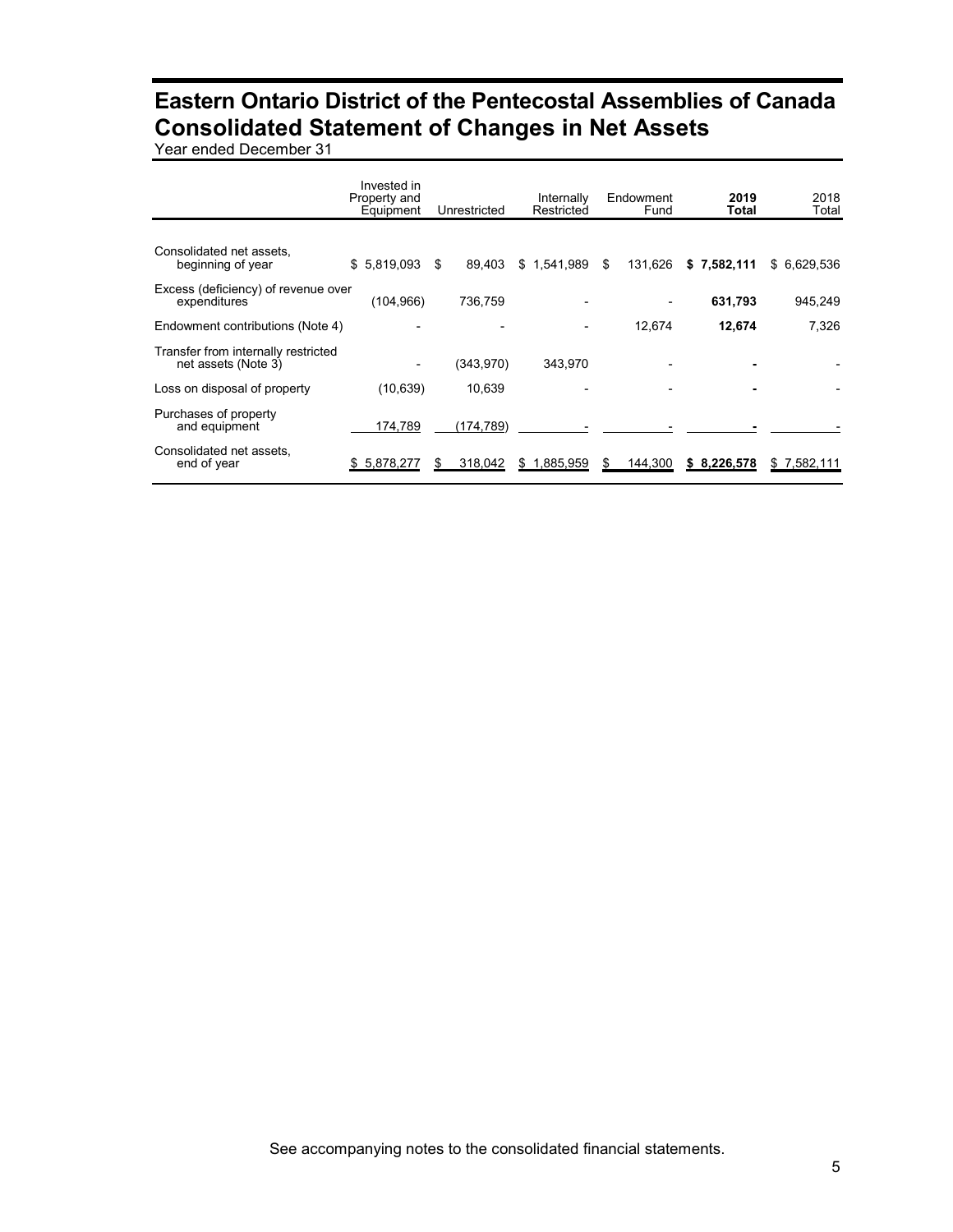# Eastern Ontario District of the Pentecostal Assemblies of Canada
# Consolidated Statement of Changes in Net Assets

Year ended December 31

| | Invested in Property and Equipment | Unrestricted | Internally Restricted | Endowment Fund | **2019 Total** | 2018 Total |
|---|---|---|---|---|---|---|
| Consolidated net assets, beginning of year | $ 5,819,093 | $ 89,403 | $ 1,541,989 | $ 131,626 | **$ 7,582,111** | $ 6,629,536 |
| Excess (deficiency) of revenue over expenditures | (104,966) | 736,759 | - | - | **631,793** | 945,249 |
| Endowment contributions (Note 4) | - | - | - | 12,674 | **12,674** | 7,326 |
| Transfer from internally restricted net assets (Note 3) | - | (343,970) | 343,970 | - | **-** | - |
| Loss on disposal of property | (10,639) | 10,639 | - | - | **-** | - |
| Purchases of property and equipment | 174,789 | (174,789) | - | - | **-** | - |
| Consolidated net assets, end of year | $ 5,878,277 | $ 318,042 | $ 1,885,959 | $ 144,300 | **$ 8,226,578** | $ 7,582,111 |

See accompanying notes to the consolidated financial statements.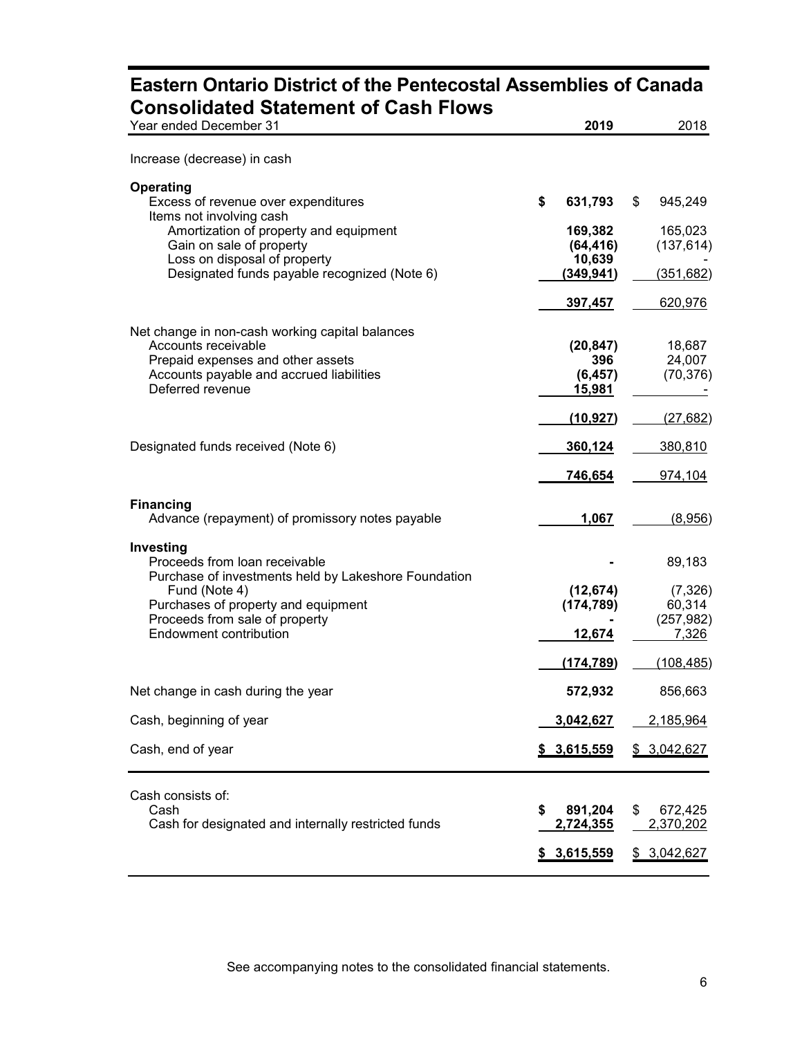# Eastern Ontario District of the Pentecostal Assemblies of Canada
## Consolidated Statement of Cash Flows

| Year ended December 31 | 2019 | 2018 |
|---|---|---|
| Increase (decrease) in cash | | |
| **Operating** | | |
| Excess of revenue over expenditures | **$ 631,793** | $ 945,249 |
| Items not involving cash | | |
| Amortization of property and equipment | **169,382** | 165,023 |
| Gain on sale of property | **(64,416)** | (137,614) |
| Loss on disposal of property | **10,639** | - |
| Designated funds payable recognized (Note 6) | **(349,941)** | (351,682) |
| | **397,457** | 620,976 |
| Net change in non-cash working capital balances | | |
| Accounts receivable | **(20,847)** | 18,687 |
| Prepaid expenses and other assets | **396** | 24,007 |
| Accounts payable and accrued liabilities | **(6,457)** | (70,376) |
| Deferred revenue | **15,981** | - |
| | **(10,927)** | (27,682) |
| Designated funds received (Note 6) | **360,124** | 380,810 |
| | **746,654** | 974,104 |
| **Financing** | | |
| Advance (repayment) of promissory notes payable | **1,067** | (8,956) |
| **Investing** | | |
| Proceeds from loan receivable | **-** | 89,183 |
| Purchase of investments held by Lakeshore Foundation Fund (Note 4) | **(12,674)** | (7,326) |
| Purchases of property and equipment | **(174,789)** | 60,314 |
| Proceeds from sale of property | **-** | (257,982) |
| Endowment contribution | **12,674** | 7,326 |
| | **(174,789)** | (108,485) |
| Net change in cash during the year | **572,932** | 856,663 |
| Cash, beginning of year | **3,042,627** | 2,185,964 |
| Cash, end of year | **$ 3,615,559** | $ 3,042,627 |

| | | |
|---|---|---|
| Cash consists of: | | |
| Cash | **$ 891,204** | $ 672,425 |
| Cash for designated and internally restricted funds | **2,724,355** | 2,370,202 |
| | **$ 3,615,559** | $ 3,042,627 |

See accompanying notes to the consolidated financial statements.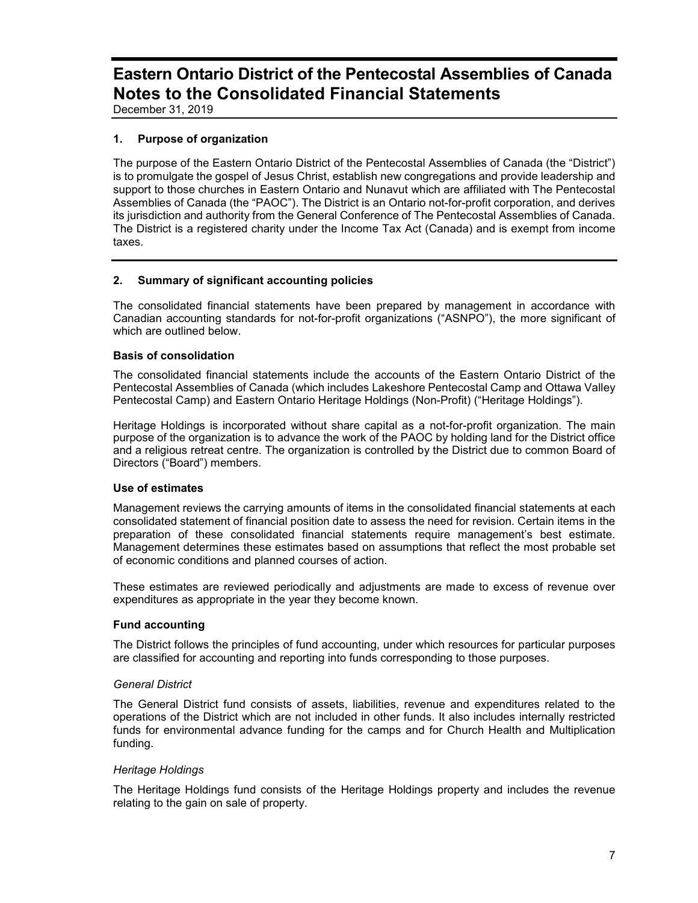# Eastern Ontario District of the Pentecostal Assemblies of Canada
# Notes to the Consolidated Financial Statements

December 31, 2019

## 1. Purpose of organization

The purpose of the Eastern Ontario District of the Pentecostal Assemblies of Canada (the "District") is to promulgate the gospel of Jesus Christ, establish new congregations and provide leadership and support to those churches in Eastern Ontario and Nunavut which are affiliated with The Pentecostal Assemblies of Canada (the "PAOC"). The District is an Ontario not-for-profit corporation, and derives its jurisdiction and authority from the General Conference of The Pentecostal Assemblies of Canada. The District is a registered charity under the Income Tax Act (Canada) and is exempt from income taxes.

## 2. Summary of significant accounting policies

The consolidated financial statements have been prepared by management in accordance with Canadian accounting standards for not-for-profit organizations ("ASNPO"), the more significant of which are outlined below.

### Basis of consolidation

The consolidated financial statements include the accounts of the Eastern Ontario District of the Pentecostal Assemblies of Canada (which includes Lakeshore Pentecostal Camp and Ottawa Valley Pentecostal Camp) and Eastern Ontario Heritage Holdings (Non-Profit) ("Heritage Holdings").

Heritage Holdings is incorporated without share capital as a not-for-profit organization. The main purpose of the organization is to advance the work of the PAOC by holding land for the District office and a religious retreat centre. The organization is controlled by the District due to common Board of Directors ("Board") members.

### Use of estimates

Management reviews the carrying amounts of items in the consolidated financial statements at each consolidated statement of financial position date to assess the need for revision. Certain items in the preparation of these consolidated financial statements require management's best estimate. Management determines these estimates based on assumptions that reflect the most probable set of economic conditions and planned courses of action.

These estimates are reviewed periodically and adjustments are made to excess of revenue over expenditures as appropriate in the year they become known.

### Fund accounting

The District follows the principles of fund accounting, under which resources for particular purposes are classified for accounting and reporting into funds corresponding to those purposes.

*General District*

The General District fund consists of assets, liabilities, revenue and expenditures related to the operations of the District which are not included in other funds. It also includes internally restricted funds for environmental advance funding for the camps and for Church Health and Multiplication funding.

*Heritage Holdings*

The Heritage Holdings fund consists of the Heritage Holdings property and includes the revenue relating to the gain on sale of property.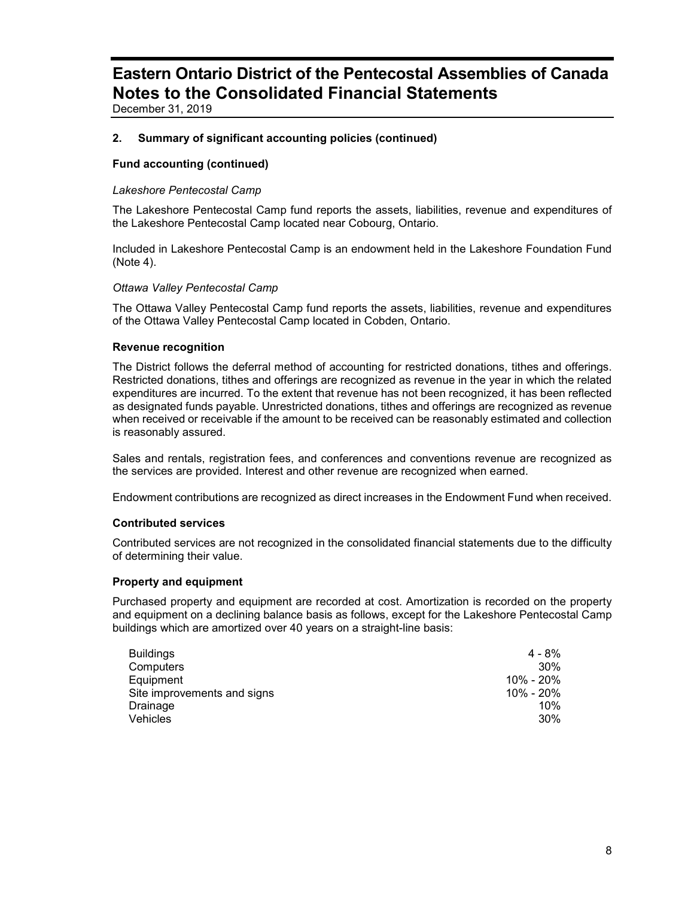## 2. Summary of significant accounting policies (continued)

### Fund accounting (continued)

*Lakeshore Pentecostal Camp*

The Lakeshore Pentecostal Camp fund reports the assets, liabilities, revenue and expenditures of the Lakeshore Pentecostal Camp located near Cobourg, Ontario.

Included in Lakeshore Pentecostal Camp is an endowment held in the Lakeshore Foundation Fund (Note 4).

*Ottawa Valley Pentecostal Camp*

The Ottawa Valley Pentecostal Camp fund reports the assets, liabilities, revenue and expenditures of the Ottawa Valley Pentecostal Camp located in Cobden, Ontario.

### Revenue recognition

The District follows the deferral method of accounting for restricted donations, tithes and offerings. Restricted donations, tithes and offerings are recognized as revenue in the year in which the related expenditures are incurred. To the extent that revenue has not been recognized, it has been reflected as designated funds payable. Unrestricted donations, tithes and offerings are recognized as revenue when received or receivable if the amount to be received can be reasonably estimated and collection is reasonably assured.

Sales and rentals, registration fees, and conferences and conventions revenue are recognized as the services are provided. Interest and other revenue are recognized when earned.

Endowment contributions are recognized as direct increases in the Endowment Fund when received.

### Contributed services

Contributed services are not recognized in the consolidated financial statements due to the difficulty of determining their value.

### Property and equipment

Purchased property and equipment are recorded at cost. Amortization is recorded on the property and equipment on a declining balance basis as follows, except for the Lakeshore Pentecostal Camp buildings which are amortized over 40 years on a straight-line basis:

| | |
|---|---|
| Buildings | 4 - 8% |
| Computers | 30% |
| Equipment | 10% - 20% |
| Site improvements and signs | 10% - 20% |
| Drainage | 10% |
| Vehicles | 30% |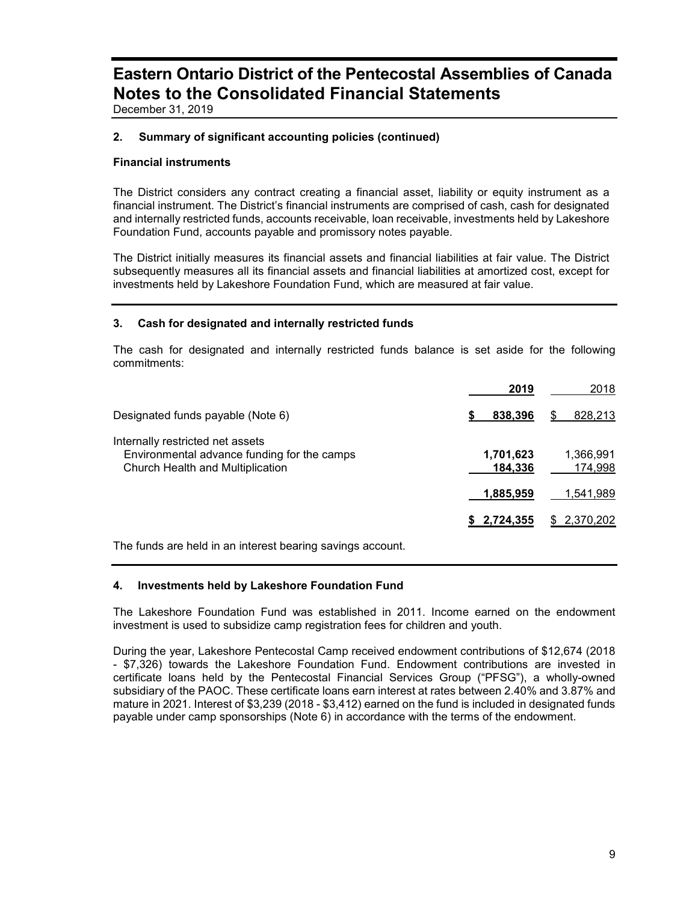# Eastern Ontario District of the Pentecostal Assemblies of Canada
# Notes to the Consolidated Financial Statements

December 31, 2019

## 2. Summary of significant accounting policies (continued)

### Financial instruments

The District considers any contract creating a financial asset, liability or equity instrument as a financial instrument. The District's financial instruments are comprised of cash, cash for designated and internally restricted funds, accounts receivable, loan receivable, investments held by Lakeshore Foundation Fund, accounts payable and promissory notes payable.

The District initially measures its financial assets and financial liabilities at fair value. The District subsequently measures all its financial assets and financial liabilities at amortized cost, except for investments held by Lakeshore Foundation Fund, which are measured at fair value.

## 3. Cash for designated and internally restricted funds

The cash for designated and internally restricted funds balance is set aside for the following commitments:

| | **2019** | 2018 |
|---|---|---|
| Designated funds payable (Note 6) | **$ 838,396** | $ 828,213 |
| Internally restricted net assets | | |
| Environmental advance funding for the camps | **1,701,623** | 1,366,991 |
| Church Health and Multiplication | **184,336** | 174,998 |
| | **1,885,959** | 1,541,989 |
| | **$ 2,724,355** | $ 2,370,202 |

The funds are held in an interest bearing savings account.

## 4. Investments held by Lakeshore Foundation Fund

The Lakeshore Foundation Fund was established in 2011. Income earned on the endowment investment is used to subsidize camp registration fees for children and youth.

During the year, Lakeshore Pentecostal Camp received endowment contributions of $12,674 (2018 - $7,326) towards the Lakeshore Foundation Fund. Endowment contributions are invested in certificate loans held by the Pentecostal Financial Services Group ("PFSG"), a wholly-owned subsidiary of the PAOC. These certificate loans earn interest at rates between 2.40% and 3.87% and mature in 2021. Interest of $3,239 (2018 - $3,412) earned on the fund is included in designated funds payable under camp sponsorships (Note 6) in accordance with the terms of the endowment.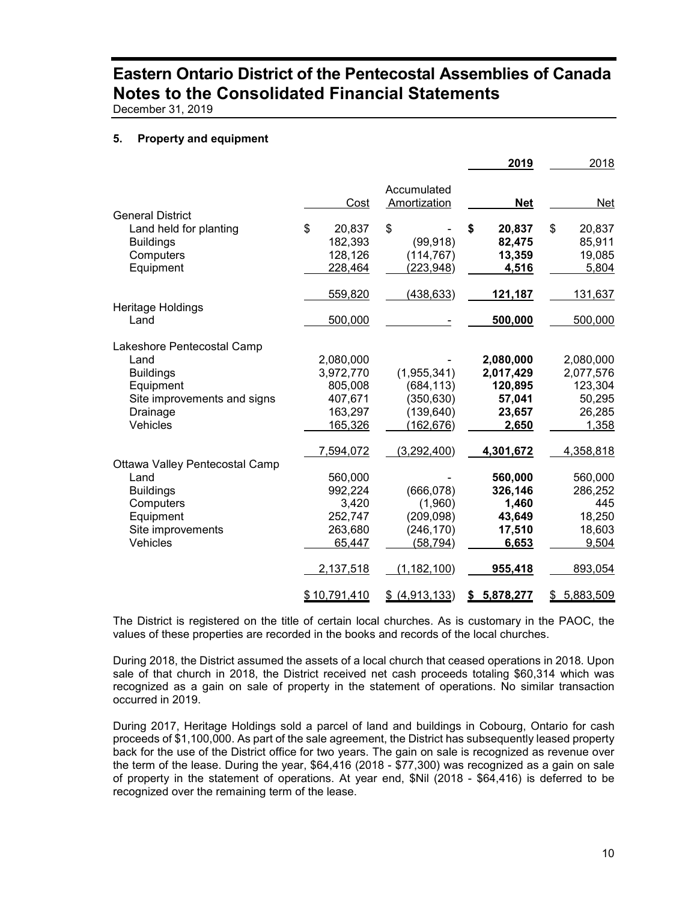# Eastern Ontario District of the Pentecostal Assemblies of Canada
# Notes to the Consolidated Financial Statements

December 31, 2019

## 5. Property and equipment

| | | | 2019 | 2018 |
|---|---|---|---|---|
| | Cost | Accumulated Amortization | **Net** | Net |
| General District | | | | |
| Land held for planting | $ 20,837 | $ - | **$ 20,837** | $ 20,837 |
| Buildings | 182,393 | (99,918) | **82,475** | 85,911 |
| Computers | 128,126 | (114,767) | **13,359** | 19,085 |
| Equipment | 228,464 | (223,948) | **4,516** | 5,804 |
| | 559,820 | (438,633) | **121,187** | 131,637 |
| Heritage Holdings | | | | |
| Land | 500,000 | - | **500,000** | 500,000 |
| Lakeshore Pentecostal Camp | | | | |
| Land | 2,080,000 | - | **2,080,000** | 2,080,000 |
| Buildings | 3,972,770 | (1,955,341) | **2,017,429** | 2,077,576 |
| Equipment | 805,008 | (684,113) | **120,895** | 123,304 |
| Site improvements and signs | 407,671 | (350,630) | **57,041** | 50,295 |
| Drainage | 163,297 | (139,640) | **23,657** | 26,285 |
| Vehicles | 165,326 | (162,676) | **2,650** | 1,358 |
| | 7,594,072 | (3,292,400) | **4,301,672** | 4,358,818 |
| Ottawa Valley Pentecostal Camp | | | | |
| Land | 560,000 | - | **560,000** | 560,000 |
| Buildings | 992,224 | (666,078) | **326,146** | 286,252 |
| Computers | 3,420 | (1,960) | **1,460** | 445 |
| Equipment | 252,747 | (209,098) | **43,649** | 18,250 |
| Site improvements | 263,680 | (246,170) | **17,510** | 18,603 |
| Vehicles | 65,447 | (58,794) | **6,653** | 9,504 |
| | 2,137,518 | (1,182,100) | **955,418** | 893,054 |
| | $ 10,791,410 | $ (4,913,133) | **$ 5,878,277** | $ 5,883,509 |

The District is registered on the title of certain local churches. As is customary in the PAOC, the values of these properties are recorded in the books and records of the local churches.

During 2018, the District assumed the assets of a local church that ceased operations in 2018. Upon sale of that church in 2018, the District received net cash proceeds totaling $60,314 which was recognized as a gain on sale of property in the statement of operations. No similar transaction occurred in 2019.

During 2017, Heritage Holdings sold a parcel of land and buildings in Cobourg, Ontario for cash proceeds of $1,100,000. As part of the sale agreement, the District has subsequently leased property back for the use of the District office for two years. The gain on sale is recognized as revenue over the term of the lease. During the year, $64,416 (2018 - $77,300) was recognized as a gain on sale of property in the statement of operations. At year end, $Nil (2018 - $64,416) is deferred to be recognized over the remaining term of the lease.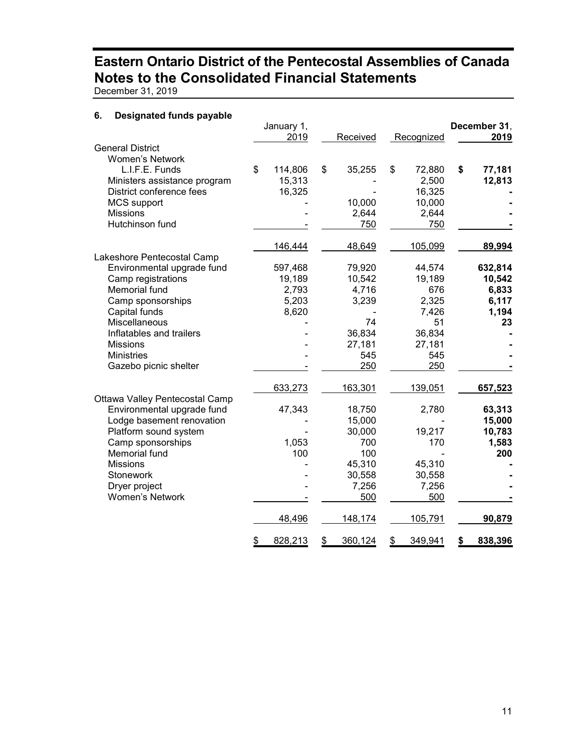# Eastern Ontario District of the Pentecostal Assemblies of Canada
# Notes to the Consolidated Financial Statements

December 31, 2019

## 6. Designated funds payable

| | January 1, 2019 | Received | Recognized | **December 31, 2019** |
|---|---|---|---|---|
| General District | | | | |
| Women's Network | | | | |
| L.I.F.E. Funds | $ 114,806 | $ 35,255 | $ 72,880 | **$ 77,181** |
| Ministers assistance program | 15,313 | - | 2,500 | **12,813** |
| District conference fees | 16,325 | - | 16,325 | **-** |
| MCS support | - | 10,000 | 10,000 | **-** |
| Missions | - | 2,644 | 2,644 | **-** |
| Hutchinson fund | - | 750 | 750 | **-** |
| | 146,444 | 48,649 | 105,099 | **89,994** |
| Lakeshore Pentecostal Camp | | | | |
| Environmental upgrade fund | 597,468 | 79,920 | 44,574 | **632,814** |
| Camp registrations | 19,189 | 10,542 | 19,189 | **10,542** |
| Memorial fund | 2,793 | 4,716 | 676 | **6,833** |
| Camp sponsorships | 5,203 | 3,239 | 2,325 | **6,117** |
| Capital funds | 8,620 | - | 7,426 | **1,194** |
| Miscellaneous | - | 74 | 51 | **23** |
| Inflatables and trailers | - | 36,834 | 36,834 | **-** |
| Missions | - | 27,181 | 27,181 | **-** |
| Ministries | - | 545 | 545 | **-** |
| Gazebo picnic shelter | - | 250 | 250 | **-** |
| | 633,273 | 163,301 | 139,051 | **657,523** |
| Ottawa Valley Pentecostal Camp | | | | |
| Environmental upgrade fund | 47,343 | 18,750 | 2,780 | **63,313** |
| Lodge basement renovation | - | 15,000 | - | **15,000** |
| Platform sound system | - | 30,000 | 19,217 | **10,783** |
| Camp sponsorships | 1,053 | 700 | 170 | **1,583** |
| Memorial fund | 100 | 100 | - | **200** |
| Missions | - | 45,310 | 45,310 | **-** |
| Stonework | - | 30,558 | 30,558 | **-** |
| Dryer project | - | 7,256 | 7,256 | **-** |
| Women's Network | - | 500 | 500 | **-** |
| | 48,496 | 148,174 | 105,791 | **90,879** |
| | $ 828,213 | $ 360,124 | $ 349,941 | **$ 838,396** |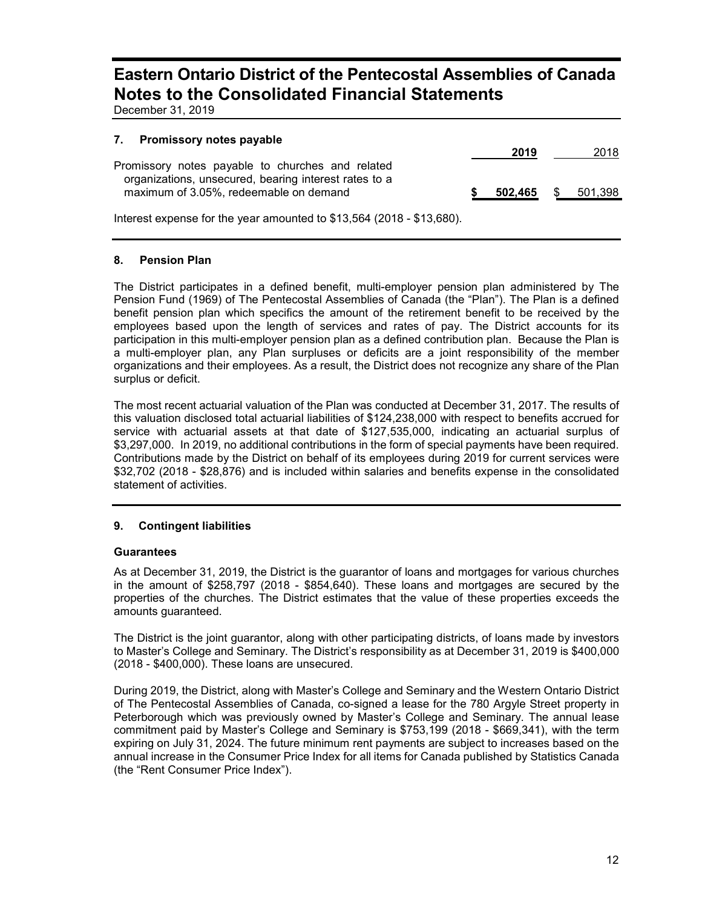# Eastern Ontario District of the Pentecostal Assemblies of Canada
# Notes to the Consolidated Financial Statements

December 31, 2019

## 7. Promissory notes payable

| | 2019 | 2018 |
|---|---|---|
| Promissory notes payable to churches and related organizations, unsecured, bearing interest rates to a maximum of 3.05%, redeemable on demand | **$ 502,465** | $ 501,398 |

Interest expense for the year amounted to $13,564 (2018 - $13,680).

## 8. Pension Plan

The District participates in a defined benefit, multi-employer pension plan administered by The Pension Fund (1969) of The Pentecostal Assemblies of Canada (the "Plan"). The Plan is a defined benefit pension plan which specifics the amount of the retirement benefit to be received by the employees based upon the length of services and rates of pay. The District accounts for its participation in this multi-employer pension plan as a defined contribution plan. Because the Plan is a multi-employer plan, any Plan surpluses or deficits are a joint responsibility of the member organizations and their employees. As a result, the District does not recognize any share of the Plan surplus or deficit.

The most recent actuarial valuation of the Plan was conducted at December 31, 2017. The results of this valuation disclosed total actuarial liabilities of $124,238,000 with respect to benefits accrued for service with actuarial assets at that date of $127,535,000, indicating an actuarial surplus of $3,297,000. In 2019, no additional contributions in the form of special payments have been required. Contributions made by the District on behalf of its employees during 2019 for current services were $32,702 (2018 - $28,876) and is included within salaries and benefits expense in the consolidated statement of activities.

## 9. Contingent liabilities

### Guarantees

As at December 31, 2019, the District is the guarantor of loans and mortgages for various churches in the amount of $258,797 (2018 - $854,640). These loans and mortgages are secured by the properties of the churches. The District estimates that the value of these properties exceeds the amounts guaranteed.

The District is the joint guarantor, along with other participating districts, of loans made by investors to Master's College and Seminary. The District's responsibility as at December 31, 2019 is $400,000 (2018 - $400,000). These loans are unsecured.

During 2019, the District, along with Master's College and Seminary and the Western Ontario District of The Pentecostal Assemblies of Canada, co-signed a lease for the 780 Argyle Street property in Peterborough which was previously owned by Master's College and Seminary. The annual lease commitment paid by Master's College and Seminary is $753,199 (2018 - $669,341), with the term expiring on July 31, 2024. The future minimum rent payments are subject to increases based on the annual increase in the Consumer Price Index for all items for Canada published by Statistics Canada (the "Rent Consumer Price Index").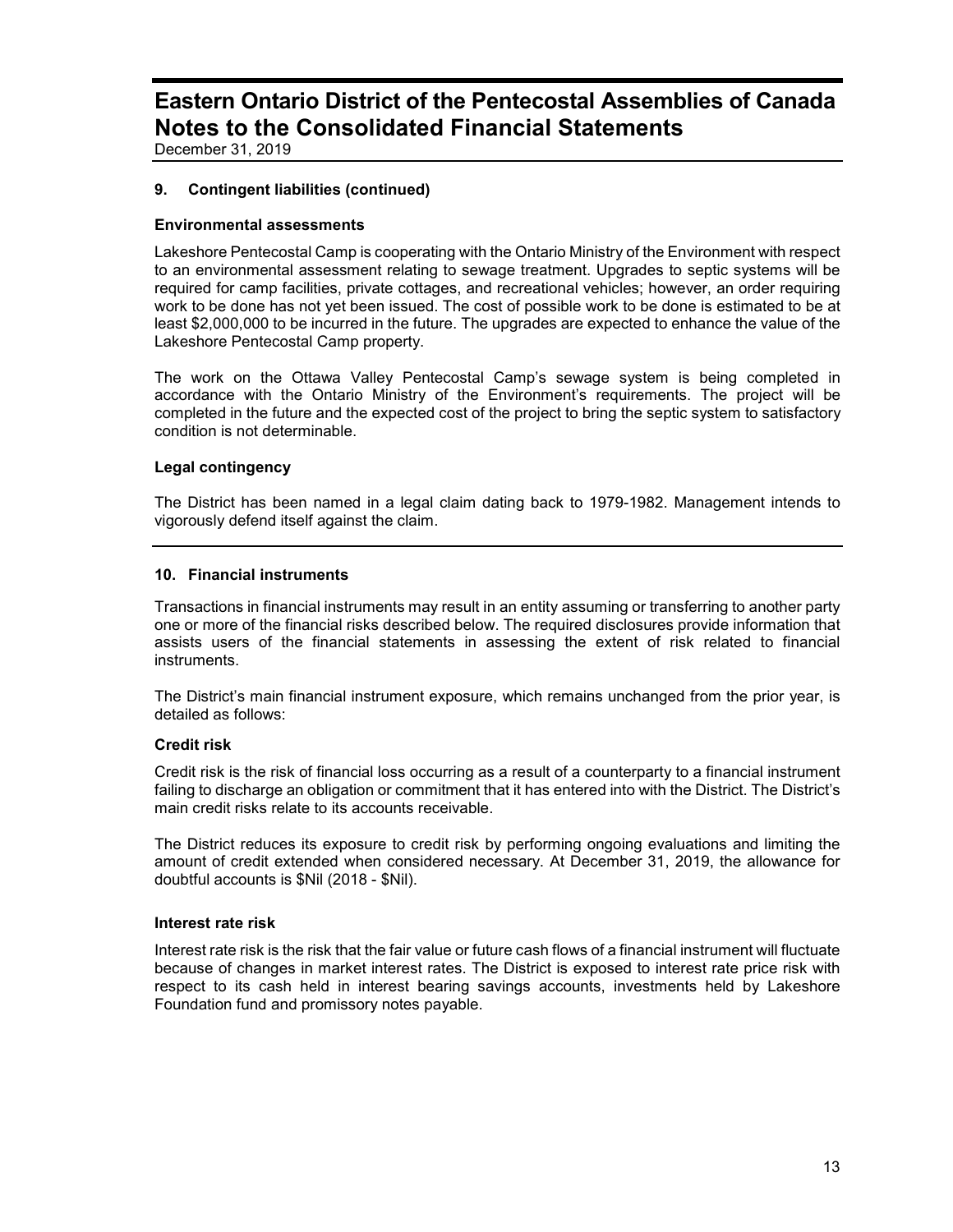# Eastern Ontario District of the Pentecostal Assemblies of Canada
# Notes to the Consolidated Financial Statements

December 31, 2019

## 9. Contingent liabilities (continued)

### Environmental assessments

Lakeshore Pentecostal Camp is cooperating with the Ontario Ministry of the Environment with respect to an environmental assessment relating to sewage treatment. Upgrades to septic systems will be required for camp facilities, private cottages, and recreational vehicles; however, an order requiring work to be done has not yet been issued. The cost of possible work to be done is estimated to be at least $2,000,000 to be incurred in the future. The upgrades are expected to enhance the value of the Lakeshore Pentecostal Camp property.

The work on the Ottawa Valley Pentecostal Camp's sewage system is being completed in accordance with the Ontario Ministry of the Environment's requirements. The project will be completed in the future and the expected cost of the project to bring the septic system to satisfactory condition is not determinable.

### Legal contingency

The District has been named in a legal claim dating back to 1979-1982. Management intends to vigorously defend itself against the claim.

## 10. Financial instruments

Transactions in financial instruments may result in an entity assuming or transferring to another party one or more of the financial risks described below. The required disclosures provide information that assists users of the financial statements in assessing the extent of risk related to financial instruments.

The District's main financial instrument exposure, which remains unchanged from the prior year, is detailed as follows:

### Credit risk

Credit risk is the risk of financial loss occurring as a result of a counterparty to a financial instrument failing to discharge an obligation or commitment that it has entered into with the District. The District's main credit risks relate to its accounts receivable.

The District reduces its exposure to credit risk by performing ongoing evaluations and limiting the amount of credit extended when considered necessary. At December 31, 2019, the allowance for doubtful accounts is $Nil (2018 - $Nil).

### Interest rate risk

Interest rate risk is the risk that the fair value or future cash flows of a financial instrument will fluctuate because of changes in market interest rates. The District is exposed to interest rate price risk with respect to its cash held in interest bearing savings accounts, investments held by Lakeshore Foundation fund and promissory notes payable.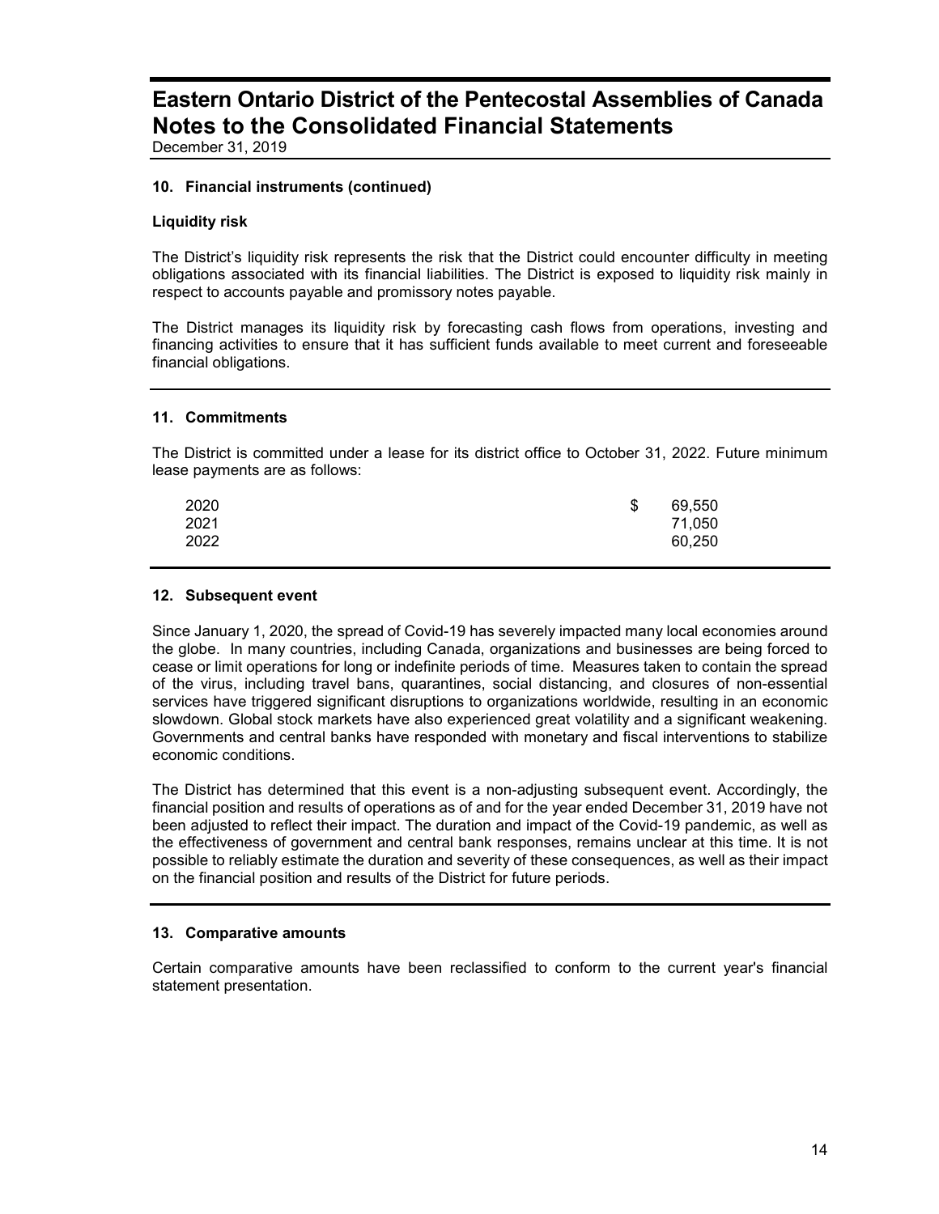# Eastern Ontario District of the Pentecostal Assemblies of Canada
# Notes to the Consolidated Financial Statements

December 31, 2019

## 10. Financial instruments (continued)

### Liquidity risk

The District's liquidity risk represents the risk that the District could encounter difficulty in meeting obligations associated with its financial liabilities. The District is exposed to liquidity risk mainly in respect to accounts payable and promissory notes payable.

The District manages its liquidity risk by forecasting cash flows from operations, investing and financing activities to ensure that it has sufficient funds available to meet current and foreseeable financial obligations.

## 11. Commitments

The District is committed under a lease for its district office to October 31, 2022. Future minimum lease payments are as follows:

| | |
|---|---|
| 2020 | $ 69,550 |
| 2021 | 71,050 |
| 2022 | 60,250 |

## 12. Subsequent event

Since January 1, 2020, the spread of Covid-19 has severely impacted many local economies around the globe. In many countries, including Canada, organizations and businesses are being forced to cease or limit operations for long or indefinite periods of time. Measures taken to contain the spread of the virus, including travel bans, quarantines, social distancing, and closures of non-essential services have triggered significant disruptions to organizations worldwide, resulting in an economic slowdown. Global stock markets have also experienced great volatility and a significant weakening. Governments and central banks have responded with monetary and fiscal interventions to stabilize economic conditions.

The District has determined that this event is a non-adjusting subsequent event. Accordingly, the financial position and results of operations as of and for the year ended December 31, 2019 have not been adjusted to reflect their impact. The duration and impact of the Covid-19 pandemic, as well as the effectiveness of government and central bank responses, remains unclear at this time. It is not possible to reliably estimate the duration and severity of these consequences, as well as their impact on the financial position and results of the District for future periods.

## 13. Comparative amounts

Certain comparative amounts have been reclassified to conform to the current year's financial statement presentation.